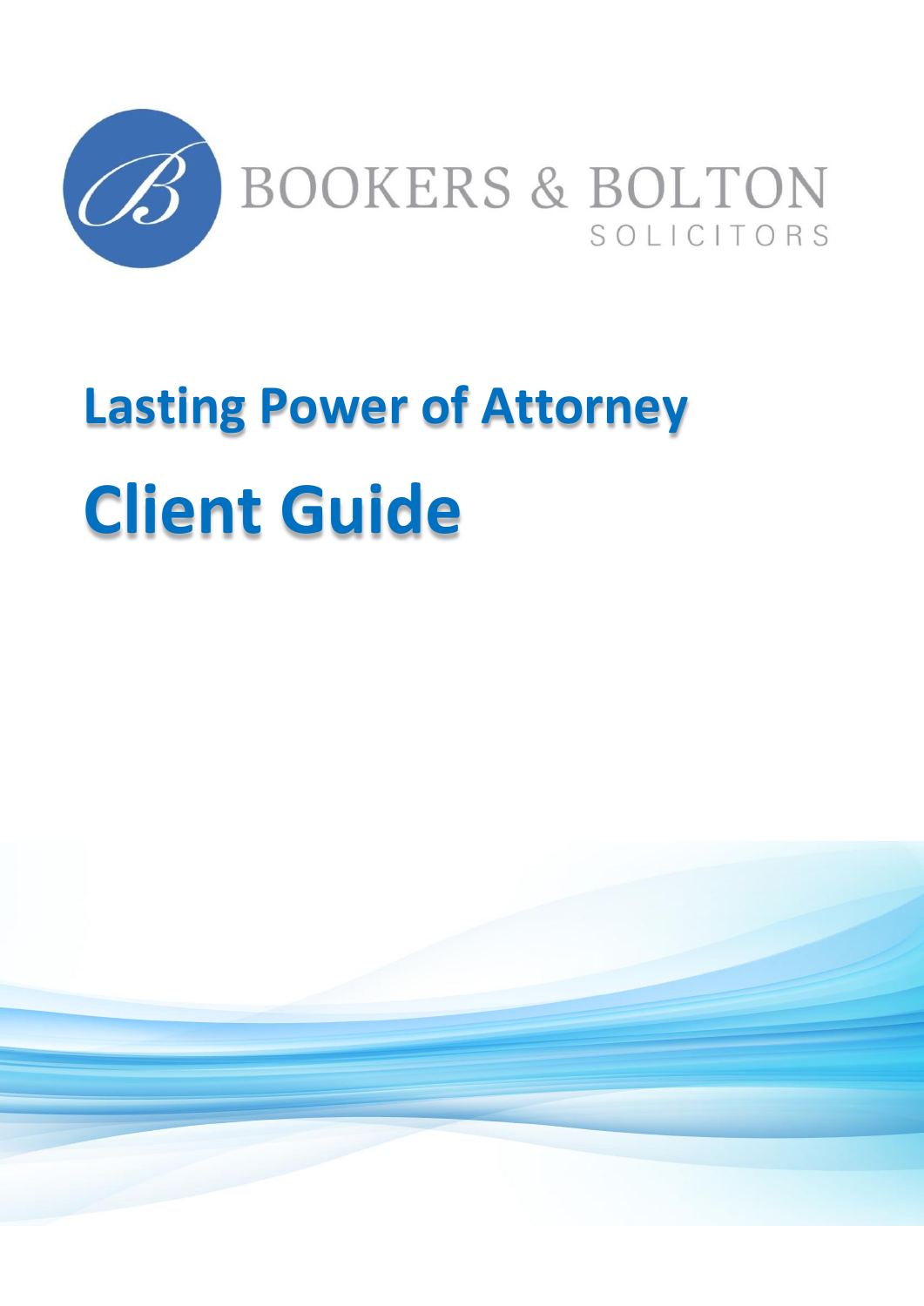BOOKERS & BOLTON

SOLICITORS

# Lasting Power of Attorney

# Client Guide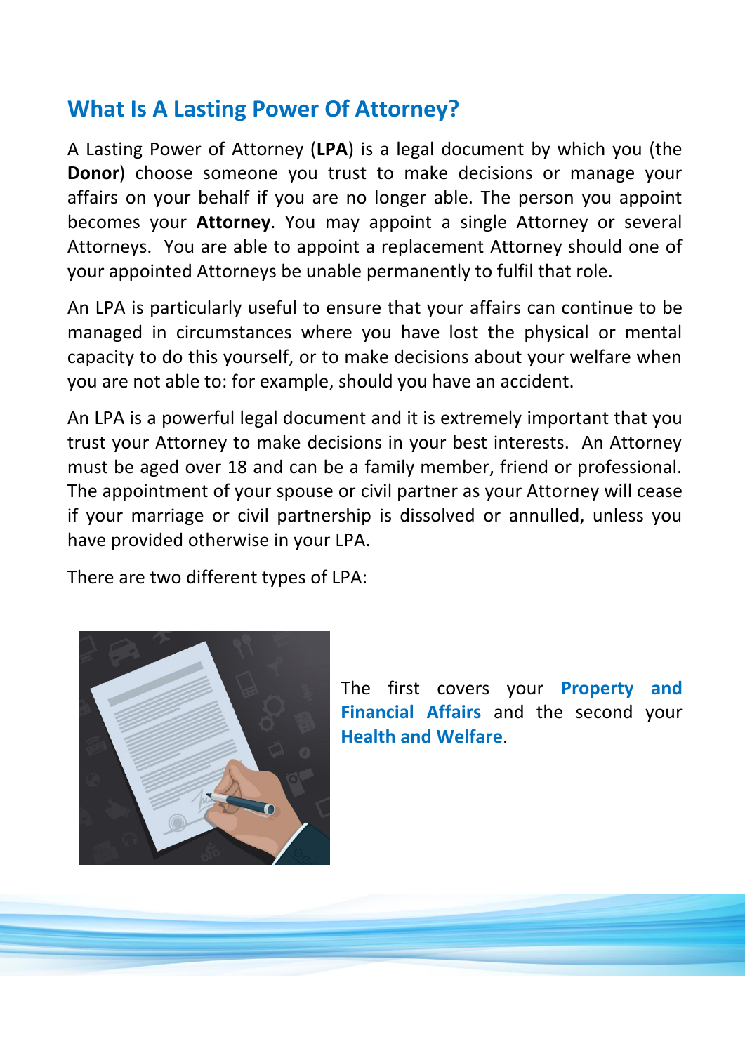## What Is A Lasting Power Of Attorney?

A Lasting Power of Attorney (**LPA**) is a legal document by which you (the **Donor**) choose someone you trust to make decisions or manage your affairs on your behalf if you are no longer able. The person you appoint becomes your **Attorney**. You may appoint a single Attorney or several Attorneys. You are able to appoint a replacement Attorney should one of your appointed Attorneys be unable permanently to fulfil that role.

An LPA is particularly useful to ensure that your affairs can continue to be managed in circumstances where you have lost the physical or mental capacity to do this yourself, or to make decisions about your welfare when you are not able to: for example, should you have an accident.

An LPA is a powerful legal document and it is extremely important that you trust your Attorney to make decisions in your best interests. An Attorney must be aged over 18 and can be a family member, friend or professional. The appointment of your spouse or civil partner as your Attorney will cease if your marriage or civil partnership is dissolved or annulled, unless you have provided otherwise in your LPA.

There are two different types of LPA:

The first covers your **Property and Financial Affairs** and the second your **Health and Welfare**.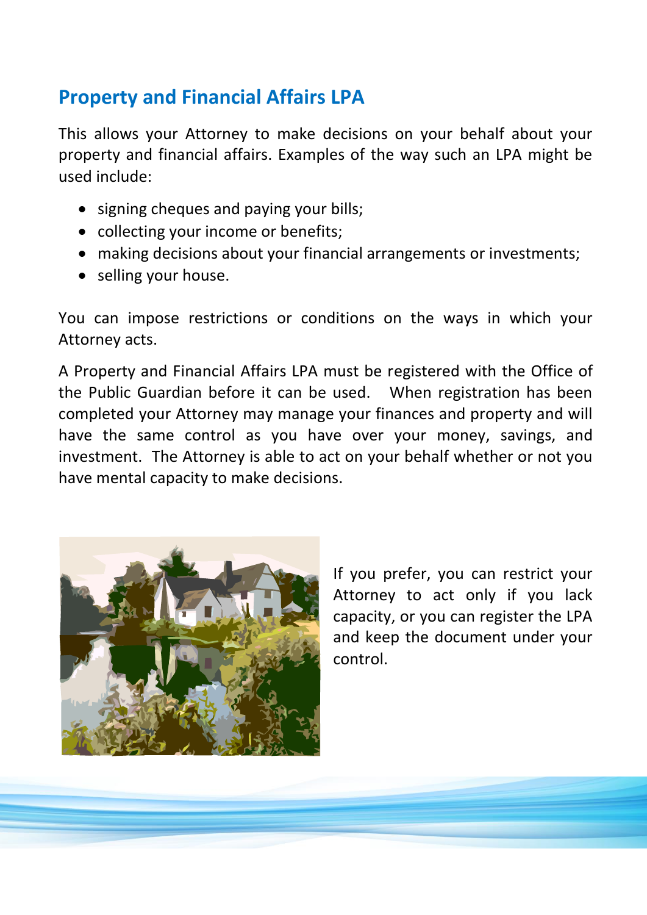## Property and Financial Affairs LPA

This allows your Attorney to make decisions on your behalf about your property and financial affairs. Examples of the way such an LPA might be used include:

- signing cheques and paying your bills;
- collecting your income or benefits;
- making decisions about your financial arrangements or investments;
- selling your house.

You can impose restrictions or conditions on the ways in which your Attorney acts.

A Property and Financial Affairs LPA must be registered with the Office of the Public Guardian before it can be used. When registration has been completed your Attorney may manage your finances and property and will have the same control as you have over your money, savings, and investment. The Attorney is able to act on your behalf whether or not you have mental capacity to make decisions.

If you prefer, you can restrict your Attorney to act only if you lack capacity, or you can register the LPA and keep the document under your control.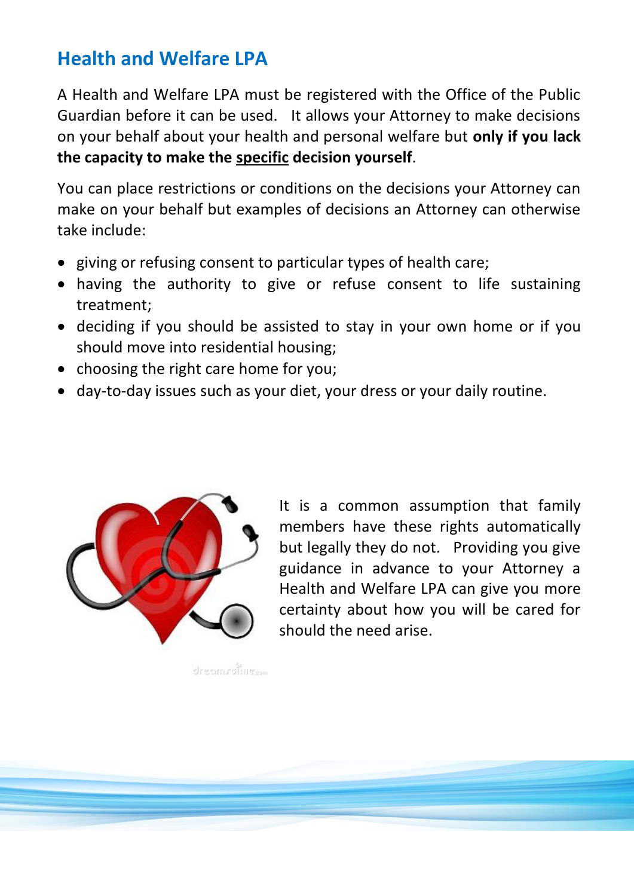## Health and Welfare LPA

A Health and Welfare LPA must be registered with the Office of the Public Guardian before it can be used. It allows your Attorney to make decisions on your behalf about your health and personal welfare but **only if you lack the capacity to make the <u>specific</u> decision yourself**.

You can place restrictions or conditions on the decisions your Attorney can make on your behalf but examples of decisions an Attorney can otherwise take include:

- giving or refusing consent to particular types of health care;
- having the authority to give or refuse consent to life sustaining treatment;
- deciding if you should be assisted to stay in your own home or if you should move into residential housing;
- choosing the right care home for you;
- day-to-day issues such as your diet, your dress or your daily routine.

It is a common assumption that family members have these rights automatically but legally they do not. Providing you give guidance in advance to your Attorney a Health and Welfare LPA can give you more certainty about how you will be cared for should the need arise.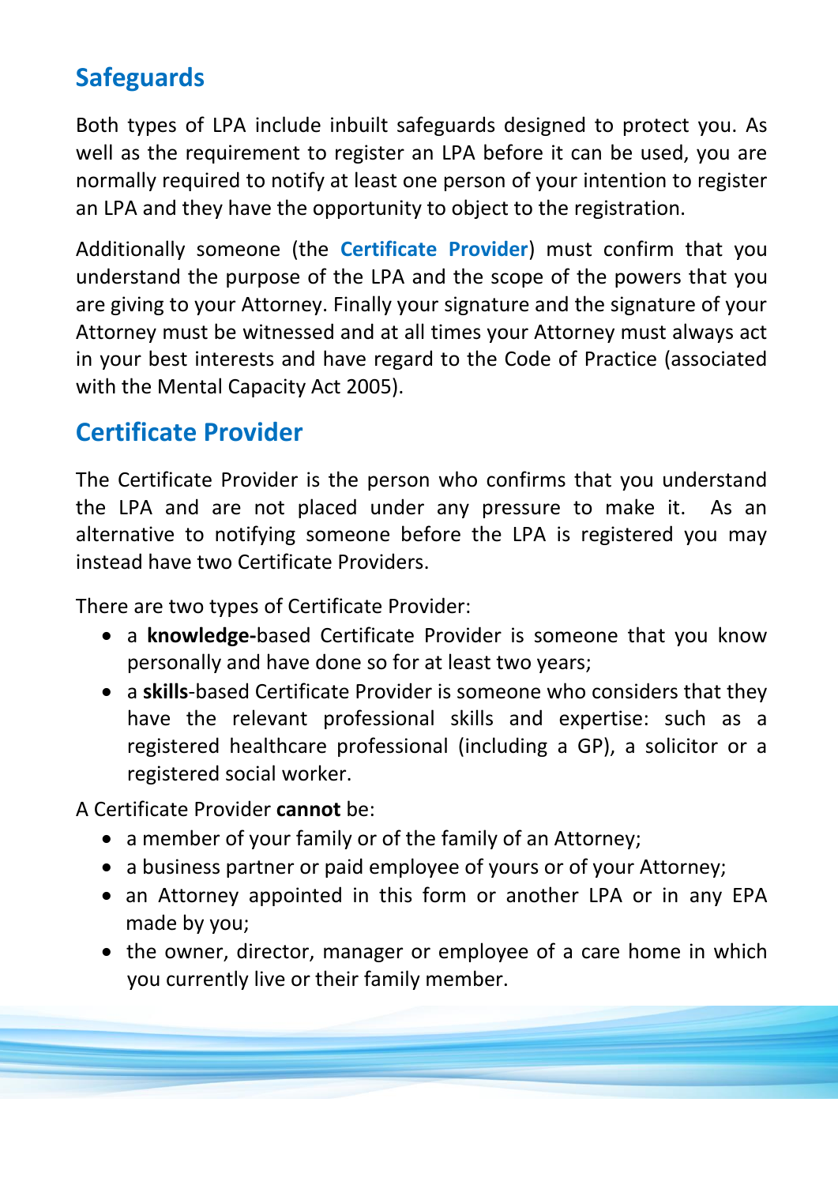## Safeguards

Both types of LPA include inbuilt safeguards designed to protect you. As well as the requirement to register an LPA before it can be used, you are normally required to notify at least one person of your intention to register an LPA and they have the opportunity to object to the registration.

Additionally someone (the **Certificate Provider**) must confirm that you understand the purpose of the LPA and the scope of the powers that you are giving to your Attorney. Finally your signature and the signature of your Attorney must be witnessed and at all times your Attorney must always act in your best interests and have regard to the Code of Practice (associated with the Mental Capacity Act 2005).

## Certificate Provider

The Certificate Provider is the person who confirms that you understand the LPA and are not placed under any pressure to make it. As an alternative to notifying someone before the LPA is registered you may instead have two Certificate Providers.

There are two types of Certificate Provider:

- a **knowledge-**based Certificate Provider is someone that you know personally and have done so for at least two years;
- a **skills**-based Certificate Provider is someone who considers that they have the relevant professional skills and expertise: such as a registered healthcare professional (including a GP), a solicitor or a registered social worker.

A Certificate Provider **cannot** be:

- a member of your family or of the family of an Attorney;
- a business partner or paid employee of yours or of your Attorney;
- an Attorney appointed in this form or another LPA or in any EPA made by you;
- the owner, director, manager or employee of a care home in which you currently live or their family member.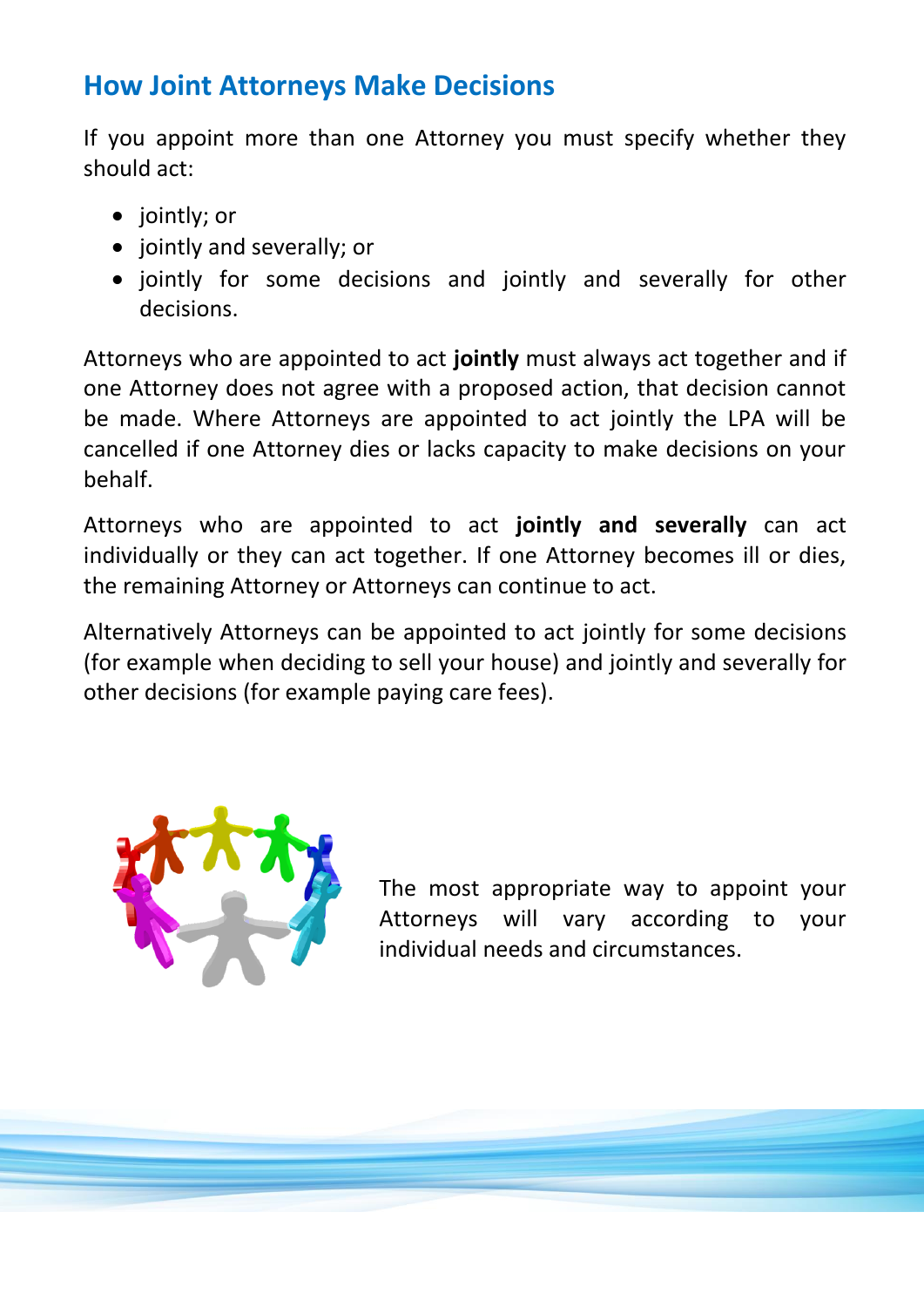## How Joint Attorneys Make Decisions

If you appoint more than one Attorney you must specify whether they should act:

- jointly; or
- jointly and severally; or
- jointly for some decisions and jointly and severally for other decisions.

Attorneys who are appointed to act **jointly** must always act together and if one Attorney does not agree with a proposed action, that decision cannot be made. Where Attorneys are appointed to act jointly the LPA will be cancelled if one Attorney dies or lacks capacity to make decisions on your behalf.

Attorneys who are appointed to act **jointly and severally** can act individually or they can act together. If one Attorney becomes ill or dies, the remaining Attorney or Attorneys can continue to act.

Alternatively Attorneys can be appointed to act jointly for some decisions (for example when deciding to sell your house) and jointly and severally for other decisions (for example paying care fees).

The most appropriate way to appoint your Attorneys will vary according to your individual needs and circumstances.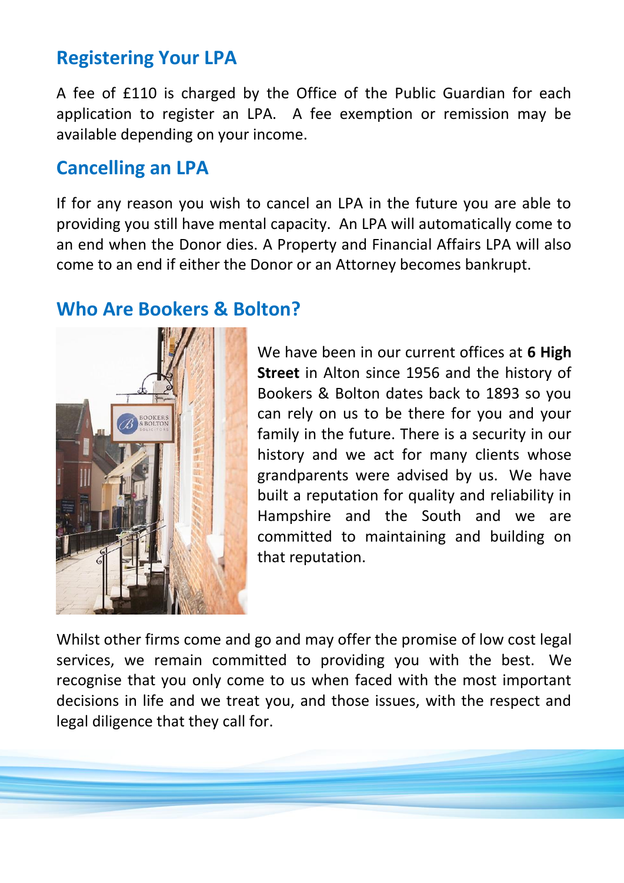## Registering Your LPA

A fee of £110 is charged by the Office of the Public Guardian for each application to register an LPA. A fee exemption or remission may be available depending on your income.

## Cancelling an LPA

If for any reason you wish to cancel an LPA in the future you are able to providing you still have mental capacity. An LPA will automatically come to an end when the Donor dies. A Property and Financial Affairs LPA will also come to an end if either the Donor or an Attorney becomes bankrupt.

## Who Are Bookers & Bolton?

We have been in our current offices at **6 High Street** in Alton since 1956 and the history of Bookers & Bolton dates back to 1893 so you can rely on us to be there for you and your family in the future. There is a security in our history and we act for many clients whose grandparents were advised by us. We have built a reputation for quality and reliability in Hampshire and the South and we are committed to maintaining and building on that reputation.

Whilst other firms come and go and may offer the promise of low cost legal services, we remain committed to providing you with the best. We recognise that you only come to us when faced with the most important decisions in life and we treat you, and those issues, with the respect and legal diligence that they call for.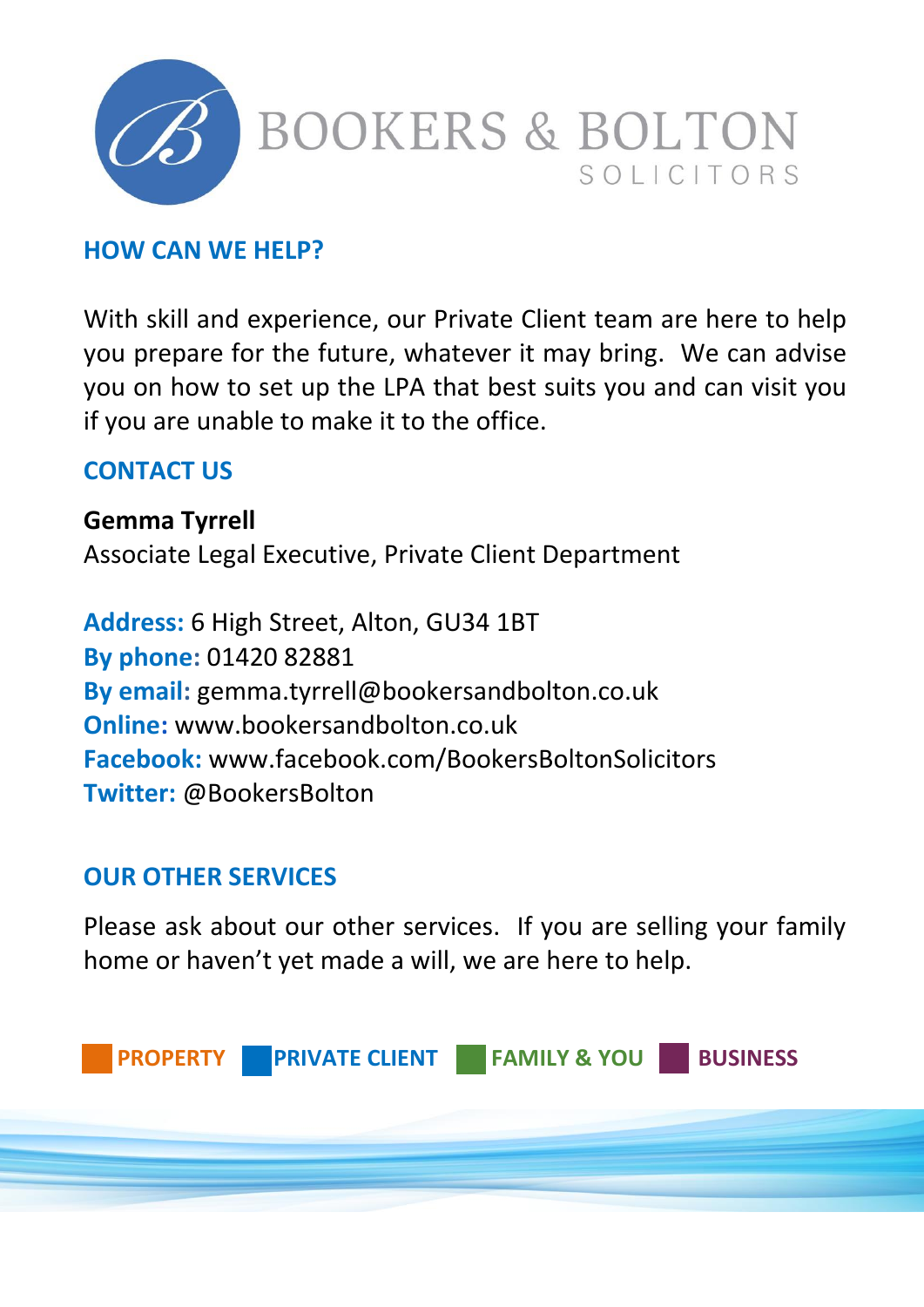BOOKERS & BOLTON
SOLICITORS

## HOW CAN WE HELP?

With skill and experience, our Private Client team are here to help you prepare for the future, whatever it may bring. We can advise you on how to set up the LPA that best suits you and can visit you if you are unable to make it to the office.

## CONTACT US

**Gemma Tyrrell**
Associate Legal Executive, Private Client Department

**Address:** 6 High Street, Alton, GU34 1BT
**By phone:** 01420 82881
**By email:** gemma.tyrrell@bookersandbolton.co.uk
**Online:** www.bookersandbolton.co.uk
**Facebook:** www.facebook.com/BookersBoltonSolicitors
**Twitter:** @BookersBolton

## OUR OTHER SERVICES

Please ask about our other services. If you are selling your family home or haven't yet made a will, we are here to help.

**PROPERTY** **PRIVATE CLIENT** **FAMILY & YOU** **BUSINESS**